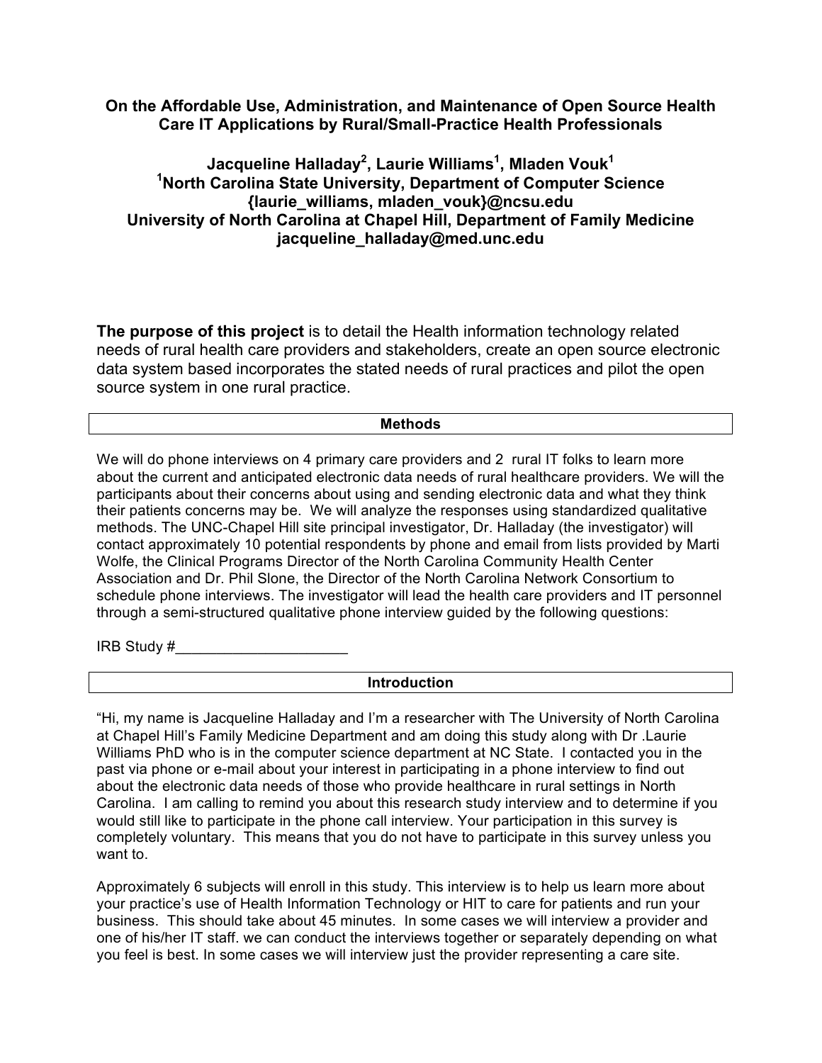# On the Affordable Use, Administration, and Maintenance of Open Source Health Care IT Applications by Rural/Small-Practice Health Professionals

**Jacqueline Halladay[2], Laurie Williams[1], Mladen Vouk[1]**
**[1]North Carolina State University, Department of Computer Science**
**{laurie_williams, mladen_vouk}@ncsu.edu**
**University of North Carolina at Chapel Hill, Department of Family Medicine**
**jacqueline_halladay@med.unc.edu**

**The purpose of this project** is to detail the Health information technology related needs of rural health care providers and stakeholders, create an open source electronic data system based incorporates the stated needs of rural practices and pilot the open source system in one rural practice.

## Methods

We will do phone interviews on 4 primary care providers and 2 rural IT folks to learn more about the current and anticipated electronic data needs of rural healthcare providers. We will the participants about their concerns about using and sending electronic data and what they think their patients concerns may be. We will analyze the responses using standardized qualitative methods. The UNC-Chapel Hill site principal investigator, Dr. Halladay (the investigator) will contact approximately 10 potential respondents by phone and email from lists provided by Marti Wolfe, the Clinical Programs Director of the North Carolina Community Health Center Association and Dr. Phil Slone, the Director of the North Carolina Network Consortium to schedule phone interviews. The investigator will lead the health care providers and IT personnel through a semi-structured qualitative phone interview guided by the following questions:

IRB Study #_____________________

## Introduction

"Hi, my name is Jacqueline Halladay and I'm a researcher with The University of North Carolina at Chapel Hill's Family Medicine Department and am doing this study along with Dr .Laurie Williams PhD who is in the computer science department at NC State. I contacted you in the past via phone or e-mail about your interest in participating in a phone interview to find out about the electronic data needs of those who provide healthcare in rural settings in North Carolina. I am calling to remind you about this research study interview and to determine if you would still like to participate in the phone call interview. Your participation in this survey is completely voluntary. This means that you do not have to participate in this survey unless you want to.

Approximately 6 subjects will enroll in this study. This interview is to help us learn more about your practice's use of Health Information Technology or HIT to care for patients and run your business. This should take about 45 minutes. In some cases we will interview a provider and one of his/her IT staff. we can conduct the interviews together or separately depending on what you feel is best. In some cases we will interview just the provider representing a care site.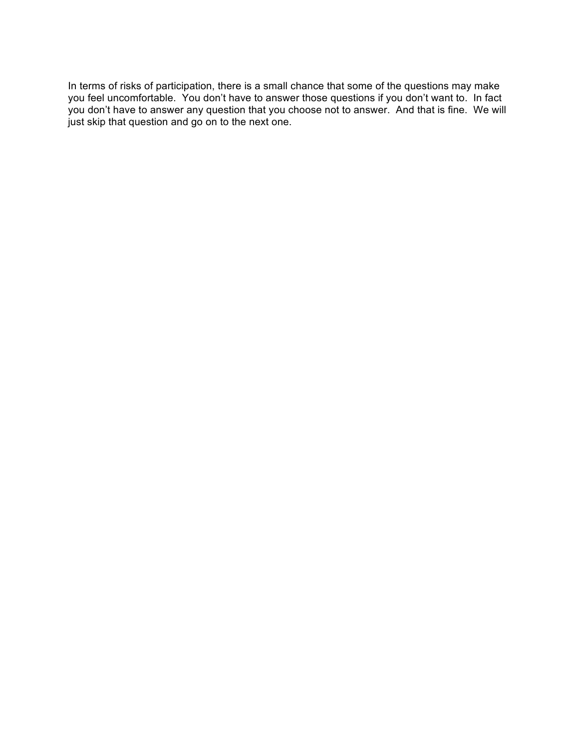In terms of risks of participation, there is a small chance that some of the questions may make you feel uncomfortable. You don't have to answer those questions if you don't want to. In fact you don't have to answer any question that you choose not to answer. And that is fine. We will just skip that question and go on to the next one.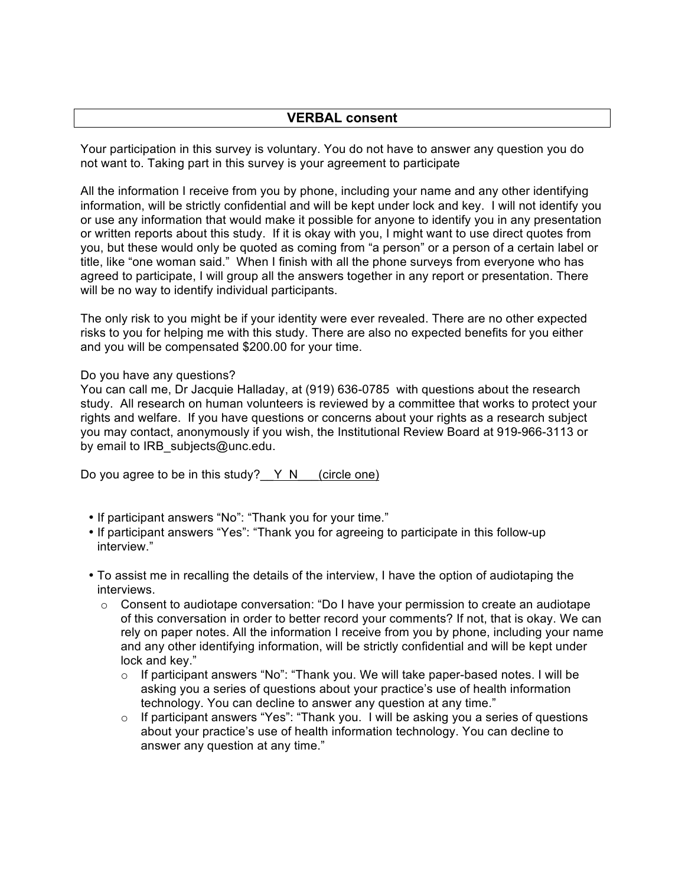## VERBAL consent

Your participation in this survey is voluntary. You do not have to answer any question you do not want to. Taking part in this survey is your agreement to participate

All the information I receive from you by phone, including your name and any other identifying information, will be strictly confidential and will be kept under lock and key. I will not identify you or use any information that would make it possible for anyone to identify you in any presentation or written reports about this study. If it is okay with you, I might want to use direct quotes from you, but these would only be quoted as coming from "a person" or a person of a certain label or title, like "one woman said." When I finish with all the phone surveys from everyone who has agreed to participate, I will group all the answers together in any report or presentation. There will be no way to identify individual participants.

The only risk to you might be if your identity were ever revealed. There are no other expected risks to you for helping me with this study. There are also no expected benefits for you either and you will be compensated $200.00 for your time.

Do you have any questions?
You can call me, Dr Jacquie Halladay, at (919) 636-0785 with questions about the research study. All research on human volunteers is reviewed by a committee that works to protect your rights and welfare. If you have questions or concerns about your rights as a research subject you may contact, anonymously if you wish, the Institutional Review Board at 919-966-3113 or by email to IRB_subjects@unc.edu.

Do you agree to be in this study?__Y N___(circle one)

- If participant answers "No": "Thank you for your time."
- If participant answers "Yes": "Thank you for agreeing to participate in this follow-up interview."

- To assist me in recalling the details of the interview, I have the option of audiotaping the interviews.
  - Consent to audiotape conversation: "Do I have your permission to create an audiotape of this conversation in order to better record your comments? If not, that is okay. We can rely on paper notes. All the information I receive from you by phone, including your name and any other identifying information, will be strictly confidential and will be kept under lock and key."
    - If participant answers "No": "Thank you. We will take paper-based notes. I will be asking you a series of questions about your practice's use of health information technology. You can decline to answer any question at any time."
    - If participant answers "Yes": "Thank you. I will be asking you a series of questions about your practice's use of health information technology. You can decline to answer any question at any time."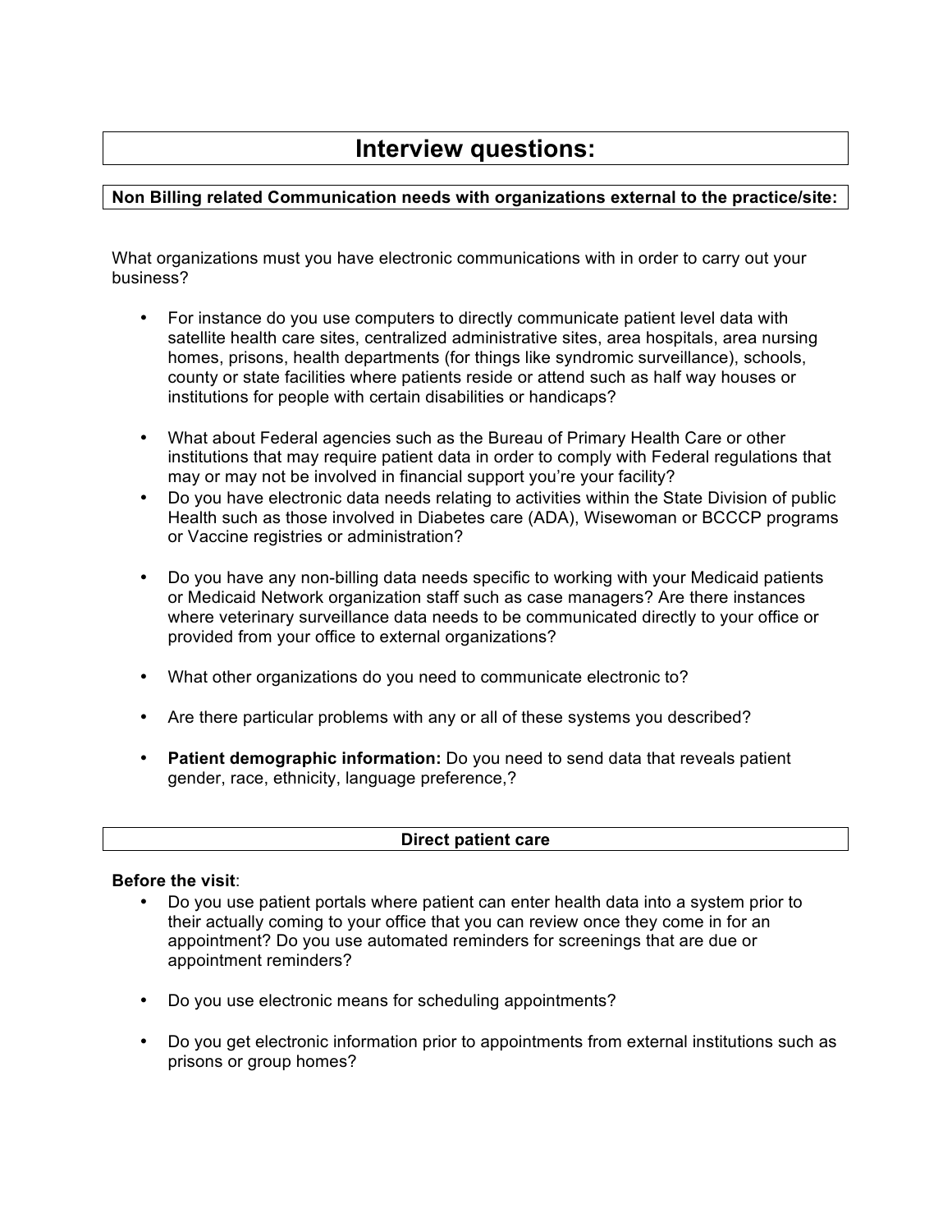# Interview questions:

**Non Billing related Communication needs with organizations external to the practice/site:**

What organizations must you have electronic communications with in order to carry out your business?

- For instance do you use computers to directly communicate patient level data with satellite health care sites, centralized administrative sites, area hospitals, area nursing homes, prisons, health departments (for things like syndromic surveillance), schools, county or state facilities where patients reside or attend such as half way houses or institutions for people with certain disabilities or handicaps?
- What about Federal agencies such as the Bureau of Primary Health Care or other institutions that may require patient data in order to comply with Federal regulations that may or may not be involved in financial support you're your facility?
- Do you have electronic data needs relating to activities within the State Division of public Health such as those involved in Diabetes care (ADA), Wisewoman or BCCCP programs or Vaccine registries or administration?
- Do you have any non-billing data needs specific to working with your Medicaid patients or Medicaid Network organization staff such as case managers? Are there instances where veterinary surveillance data needs to be communicated directly to your office or provided from your office to external organizations?
- What other organizations do you need to communicate electronic to?
- Are there particular problems with any or all of these systems you described?
- **Patient demographic information:** Do you need to send data that reveals patient gender, race, ethnicity, language preference,?

**Direct patient care**

**Before the visit**:

- Do you use patient portals where patient can enter health data into a system prior to their actually coming to your office that you can review once they come in for an appointment? Do you use automated reminders for screenings that are due or appointment reminders?
- Do you use electronic means for scheduling appointments?
- Do you get electronic information prior to appointments from external institutions such as prisons or group homes?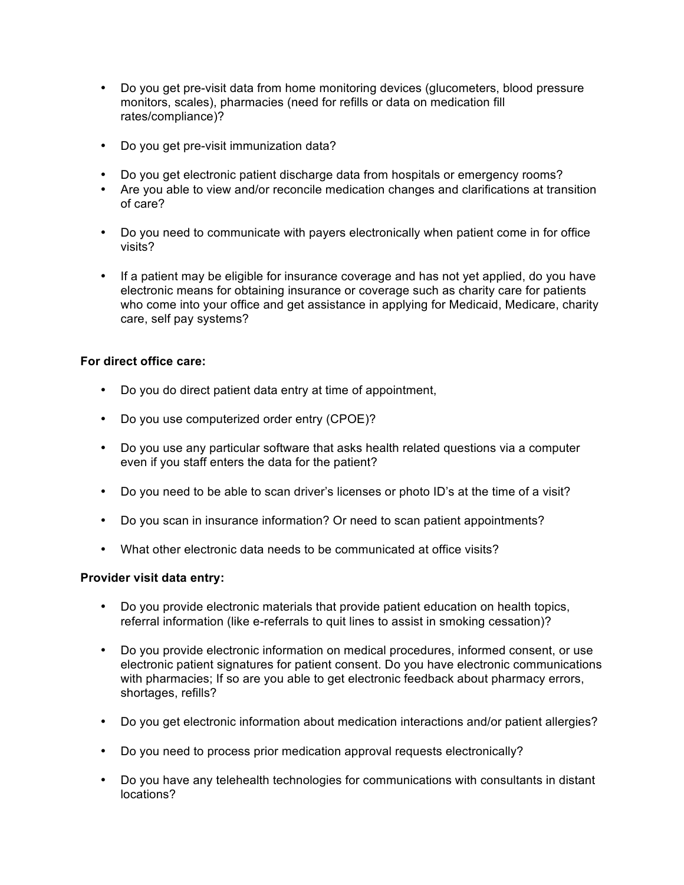- Do you get pre-visit data from home monitoring devices (glucometers, blood pressure monitors, scales), pharmacies (need for refills or data on medication fill rates/compliance)?

- Do you get pre-visit immunization data?

- Do you get electronic patient discharge data from hospitals or emergency rooms?
- Are you able to view and/or reconcile medication changes and clarifications at transition of care?

- Do you need to communicate with payers electronically when patient come in for office visits?

- If a patient may be eligible for insurance coverage and has not yet applied, do you have electronic means for obtaining insurance or coverage such as charity care for patients who come into your office and get assistance in applying for Medicaid, Medicare, charity care, self pay systems?

**For direct office care:**

- Do you do direct patient data entry at time of appointment,

- Do you use computerized order entry (CPOE)?

- Do you use any particular software that asks health related questions via a computer even if you staff enters the data for the patient?

- Do you need to be able to scan driver's licenses or photo ID's at the time of a visit?

- Do you scan in insurance information? Or need to scan patient appointments?

- What other electronic data needs to be communicated at office visits?

**Provider visit data entry:**

- Do you provide electronic materials that provide patient education on health topics, referral information (like e-referrals to quit lines to assist in smoking cessation)?

- Do you provide electronic information on medical procedures, informed consent, or use electronic patient signatures for patient consent. Do you have electronic communications with pharmacies; If so are you able to get electronic feedback about pharmacy errors, shortages, refills?

- Do you get electronic information about medication interactions and/or patient allergies?

- Do you need to process prior medication approval requests electronically?

- Do you have any telehealth technologies for communications with consultants in distant locations?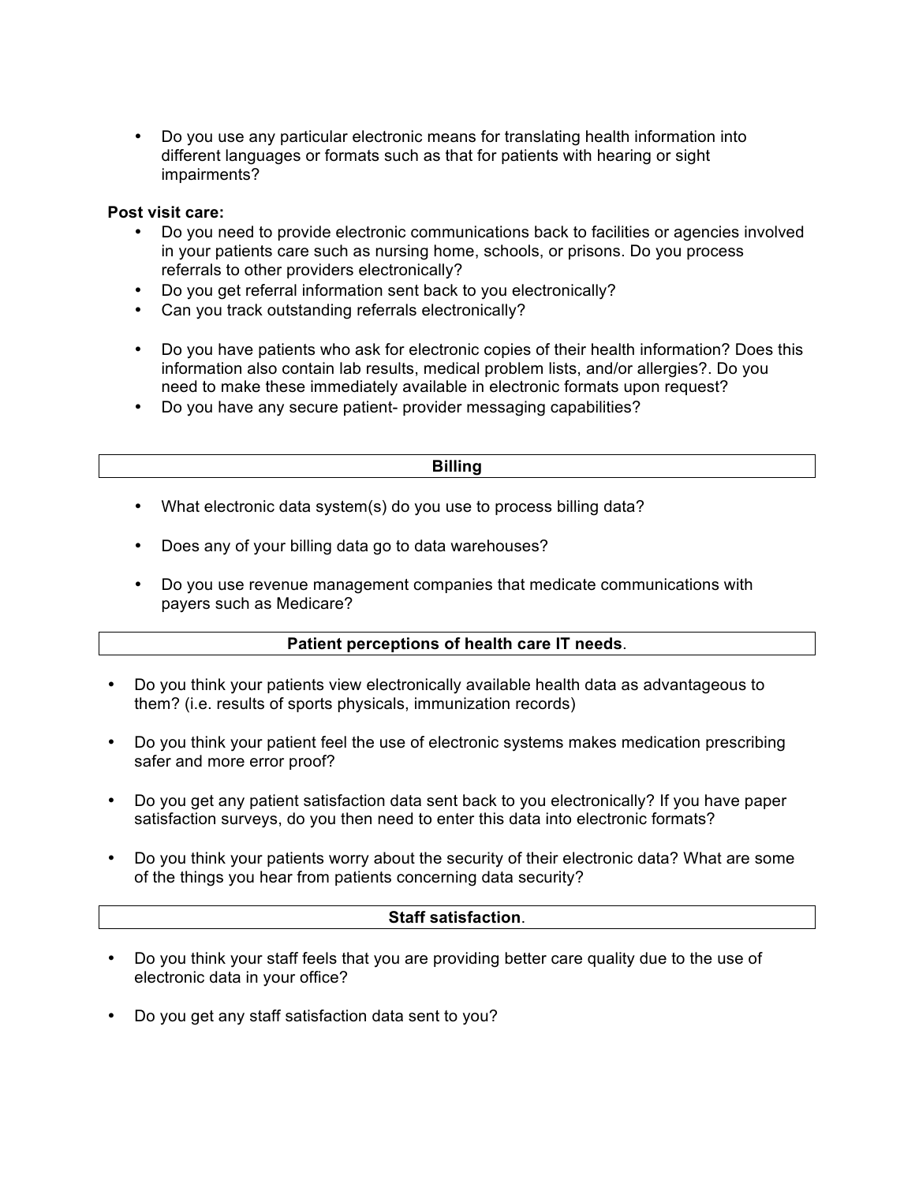- Do you use any particular electronic means for translating health information into different languages or formats such as that for patients with hearing or sight impairments?

**Post visit care:**

- Do you need to provide electronic communications back to facilities or agencies involved in your patients care such as nursing home, schools, or prisons. Do you process referrals to other providers electronically?
- Do you get referral information sent back to you electronically?
- Can you track outstanding referrals electronically?
- Do you have patients who ask for electronic copies of their health information? Does this information also contain lab results, medical problem lists, and/or allergies?. Do you need to make these immediately available in electronic formats upon request?
- Do you have any secure patient- provider messaging capabilities?

## Billing

- What electronic data system(s) do you use to process billing data?
- Does any of your billing data go to data warehouses?
- Do you use revenue management companies that medicate communications with payers such as Medicare?

## Patient perceptions of health care IT needs.

- Do you think your patients view electronically available health data as advantageous to them? (i.e. results of sports physicals, immunization records)
- Do you think your patient feel the use of electronic systems makes medication prescribing safer and more error proof?
- Do you get any patient satisfaction data sent back to you electronically? If you have paper satisfaction surveys, do you then need to enter this data into electronic formats?
- Do you think your patients worry about the security of their electronic data? What are some of the things you hear from patients concerning data security?

## Staff satisfaction.

- Do you think your staff feels that you are providing better care quality due to the use of electronic data in your office?
- Do you get any staff satisfaction data sent to you?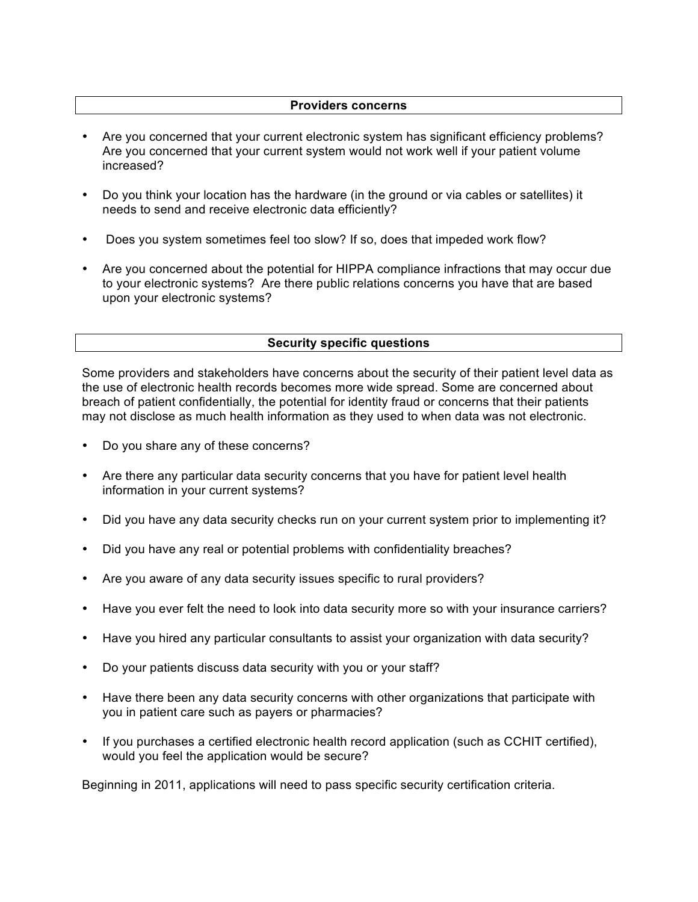## Providers concerns

- Are you concerned that your current electronic system has significant efficiency problems? Are you concerned that your current system would not work well if your patient volume increased?
- Do you think your location has the hardware (in the ground or via cables or satellites) it needs to send and receive electronic data efficiently?
- Does you system sometimes feel too slow? If so, does that impeded work flow?
- Are you concerned about the potential for HIPPA compliance infractions that may occur due to your electronic systems? Are there public relations concerns you have that are based upon your electronic systems?

## Security specific questions

Some providers and stakeholders have concerns about the security of their patient level data as the use of electronic health records becomes more wide spread. Some are concerned about breach of patient confidentially, the potential for identity fraud or concerns that their patients may not disclose as much health information as they used to when data was not electronic.

- Do you share any of these concerns?
- Are there any particular data security concerns that you have for patient level health information in your current systems?
- Did you have any data security checks run on your current system prior to implementing it?
- Did you have any real or potential problems with confidentiality breaches?
- Are you aware of any data security issues specific to rural providers?
- Have you ever felt the need to look into data security more so with your insurance carriers?
- Have you hired any particular consultants to assist your organization with data security?
- Do your patients discuss data security with you or your staff?
- Have there been any data security concerns with other organizations that participate with you in patient care such as payers or pharmacies?
- If you purchases a certified electronic health record application (such as CCHIT certified), would you feel the application would be secure?

Beginning in 2011, applications will need to pass specific security certification criteria.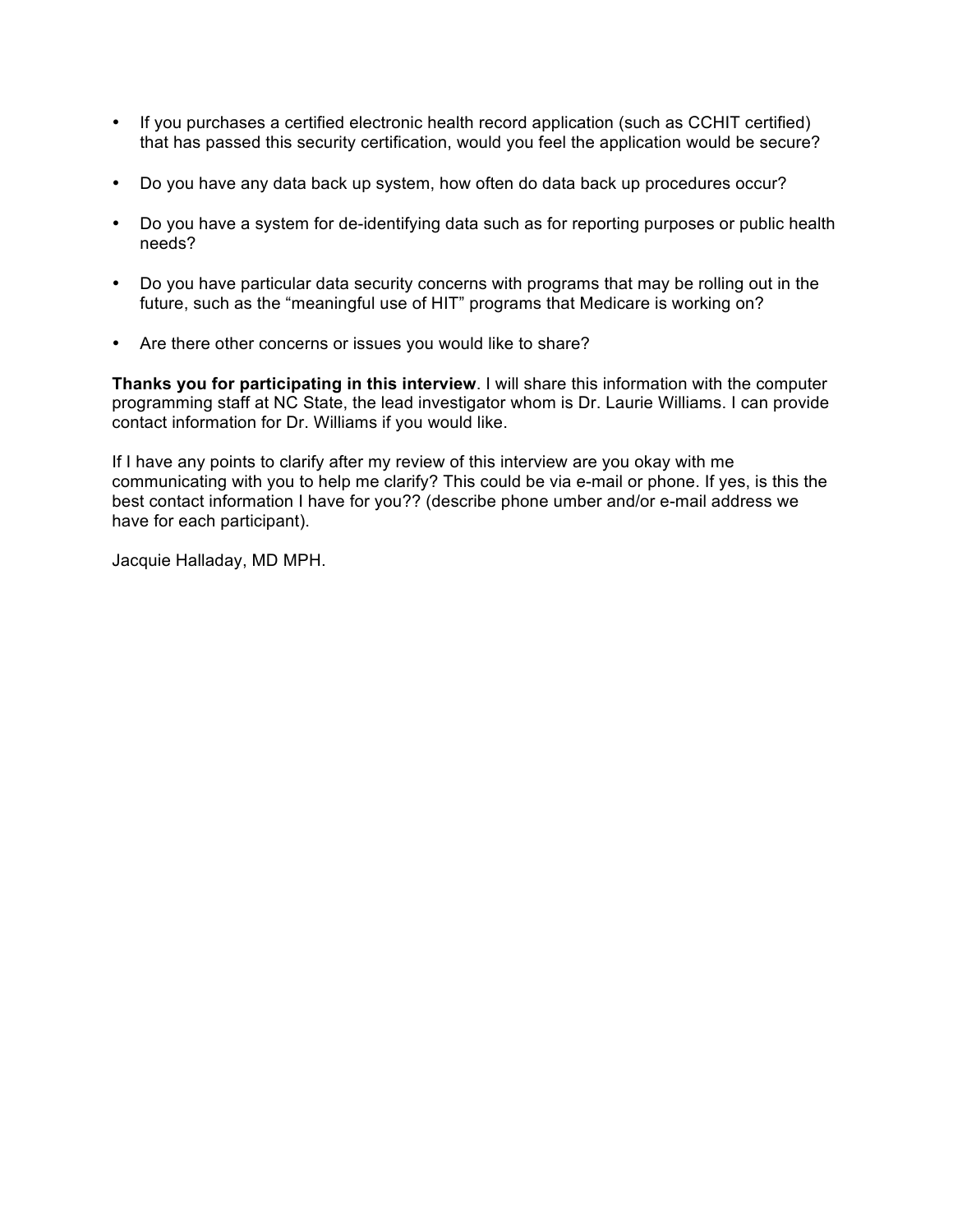- If you purchases a certified electronic health record application (such as CCHIT certified) that has passed this security certification, would you feel the application would be secure?
- Do you have any data back up system, how often do data back up procedures occur?
- Do you have a system for de-identifying data such as for reporting purposes or public health needs?
- Do you have particular data security concerns with programs that may be rolling out in the future, such as the "meaningful use of HIT" programs that Medicare is working on?
- Are there other concerns or issues you would like to share?

**Thanks you for participating in this interview**. I will share this information with the computer programming staff at NC State, the lead investigator whom is Dr. Laurie Williams. I can provide contact information for Dr. Williams if you would like.

If I have any points to clarify after my review of this interview are you okay with me communicating with you to help me clarify? This could be via e-mail or phone. If yes, is this the best contact information I have for you?? (describe phone umber and/or e-mail address we have for each participant).

Jacquie Halladay, MD MPH.